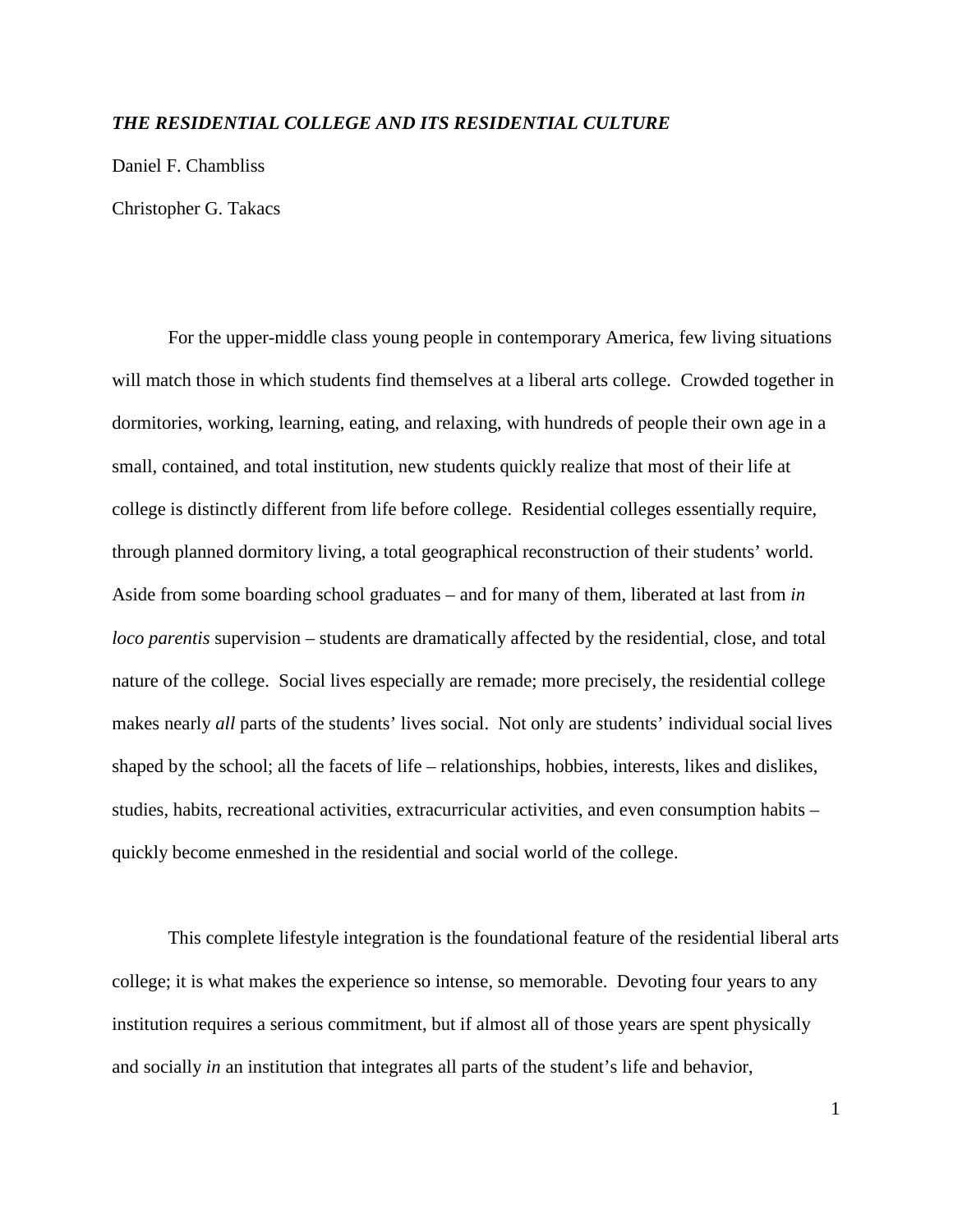# *THE RESIDENTIAL COLLEGE AND ITS RESIDENTIAL CULTURE*

Daniel F. Chambliss

Christopher G. Takacs

For the upper-middle class young people in contemporary America, few living situations will match those in which students find themselves at a liberal arts college. Crowded together in dormitories, working, learning, eating, and relaxing, with hundreds of people their own age in a small, contained, and total institution, new students quickly realize that most of their life at college is distinctly different from life before college. Residential colleges essentially require, through planned dormitory living, a total geographical reconstruction of their students' world. Aside from some boarding school graduates – and for many of them, liberated at last from *in loco parentis* supervision – students are dramatically affected by the residential, close, and total nature of the college. Social lives especially are remade; more precisely, the residential college makes nearly *all* parts of the students' lives social. Not only are students' individual social lives shaped by the school; all the facets of life – relationships, hobbies, interests, likes and dislikes, studies, habits, recreational activities, extracurricular activities, and even consumption habits – quickly become enmeshed in the residential and social world of the college.

This complete lifestyle integration is the foundational feature of the residential liberal arts college; it is what makes the experience so intense, so memorable. Devoting four years to any institution requires a serious commitment, but if almost all of those years are spent physically and socially *in* an institution that integrates all parts of the student's life and behavior,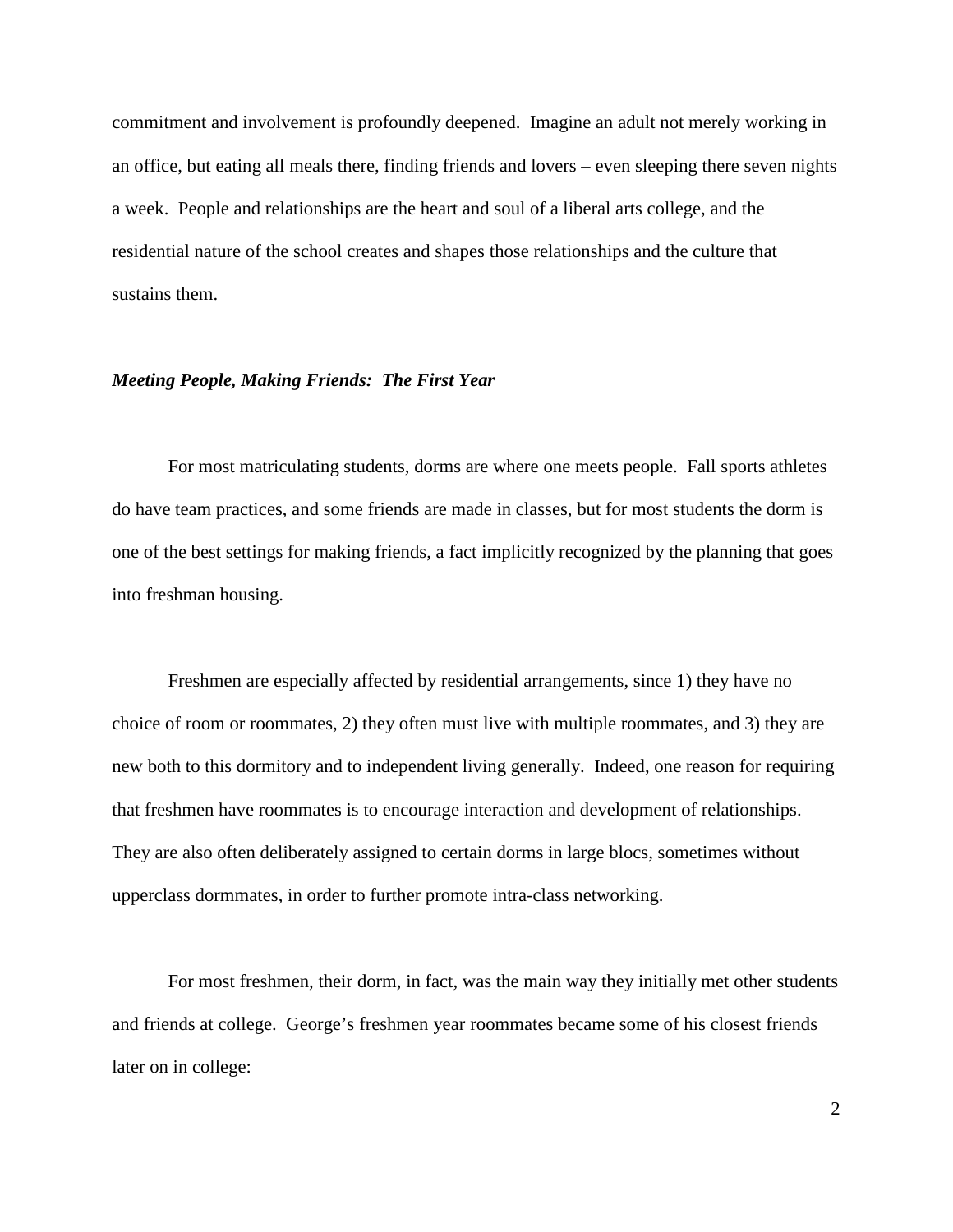commitment and involvement is profoundly deepened. Imagine an adult not merely working in an office, but eating all meals there, finding friends and lovers – even sleeping there seven nights a week. People and relationships are the heart and soul of a liberal arts college, and the residential nature of the school creates and shapes those relationships and the culture that sustains them.

***Meeting People, Making Friends: The First Year***

For most matriculating students, dorms are where one meets people. Fall sports athletes do have team practices, and some friends are made in classes, but for most students the dorm is one of the best settings for making friends, a fact implicitly recognized by the planning that goes into freshman housing.

Freshmen are especially affected by residential arrangements, since 1) they have no choice of room or roommates, 2) they often must live with multiple roommates, and 3) they are new both to this dormitory and to independent living generally. Indeed, one reason for requiring that freshmen have roommates is to encourage interaction and development of relationships. They are also often deliberately assigned to certain dorms in large blocs, sometimes without upperclass dormmates, in order to further promote intra-class networking.

For most freshmen, their dorm, in fact, was the main way they initially met other students and friends at college. George's freshmen year roommates became some of his closest friends later on in college: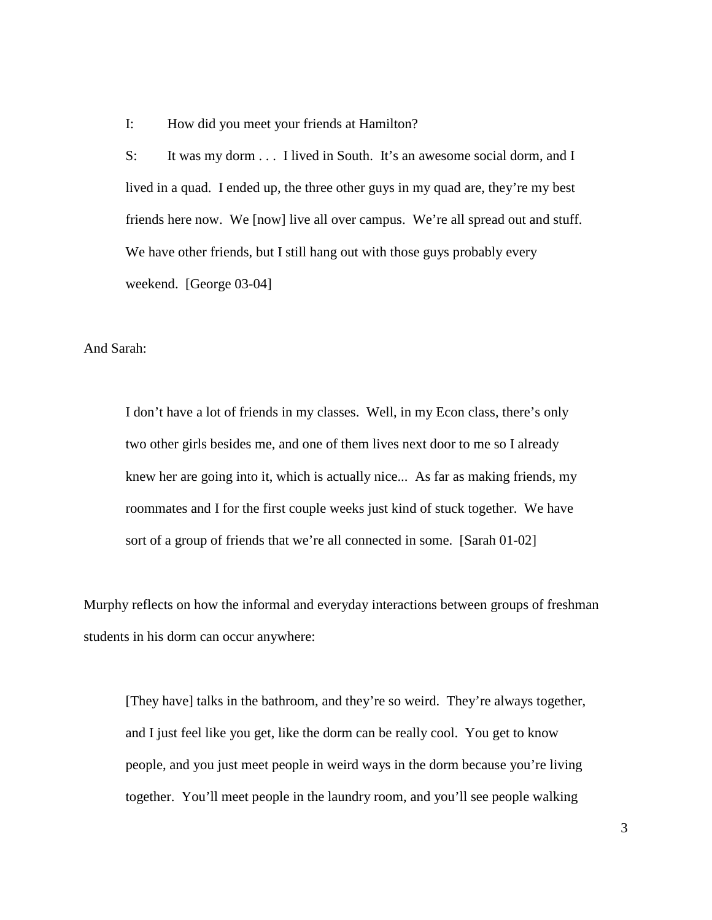> I: How did you meet your friends at Hamilton?
>
> S: It was my dorm . . . I lived in South. It's an awesome social dorm, and I lived in a quad. I ended up, the three other guys in my quad are, they're my best friends here now. We [now] live all over campus. We're all spread out and stuff. We have other friends, but I still hang out with those guys probably every weekend. [George 03-04]

And Sarah:

> I don't have a lot of friends in my classes. Well, in my Econ class, there's only two other girls besides me, and one of them lives next door to me so I already knew her are going into it, which is actually nice... As far as making friends, my roommates and I for the first couple weeks just kind of stuck together. We have sort of a group of friends that we're all connected in some. [Sarah 01-02]

Murphy reflects on how the informal and everyday interactions between groups of freshman students in his dorm can occur anywhere:

> [They have] talks in the bathroom, and they're so weird. They're always together, and I just feel like you get, like the dorm can be really cool. You get to know people, and you just meet people in weird ways in the dorm because you're living together. You'll meet people in the laundry room, and you'll see people walking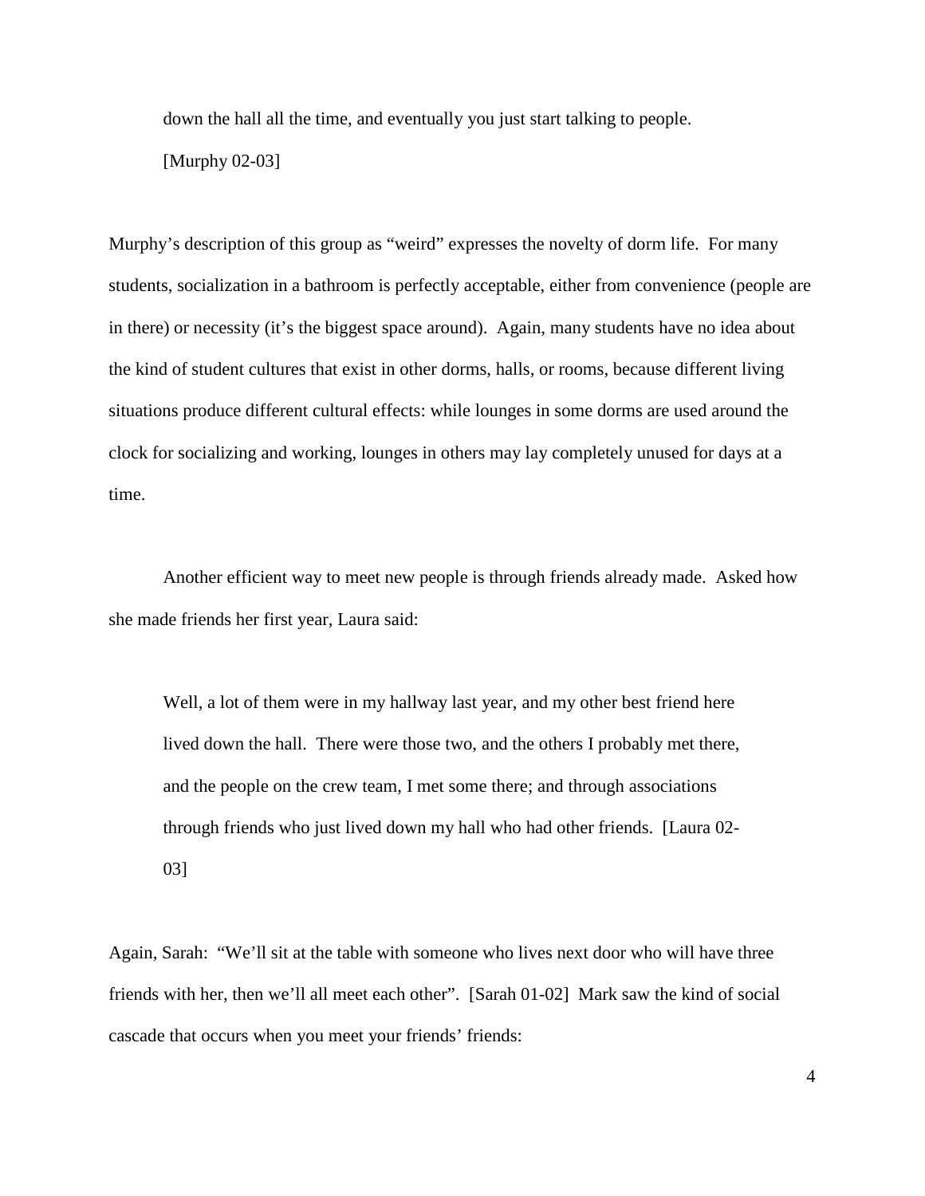> down the hall all the time, and eventually you just start talking to people. [Murphy 02-03]

Murphy's description of this group as "weird" expresses the novelty of dorm life. For many students, socialization in a bathroom is perfectly acceptable, either from convenience (people are in there) or necessity (it's the biggest space around). Again, many students have no idea about the kind of student cultures that exist in other dorms, halls, or rooms, because different living situations produce different cultural effects: while lounges in some dorms are used around the clock for socializing and working, lounges in others may lay completely unused for days at a time.

Another efficient way to meet new people is through friends already made. Asked how she made friends her first year, Laura said:

> Well, a lot of them were in my hallway last year, and my other best friend here lived down the hall. There were those two, and the others I probably met there, and the people on the crew team, I met some there; and through associations through friends who just lived down my hall who had other friends. [Laura 02-03]

Again, Sarah: "We'll sit at the table with someone who lives next door who will have three friends with her, then we'll all meet each other". [Sarah 01-02] Mark saw the kind of social cascade that occurs when you meet your friends' friends: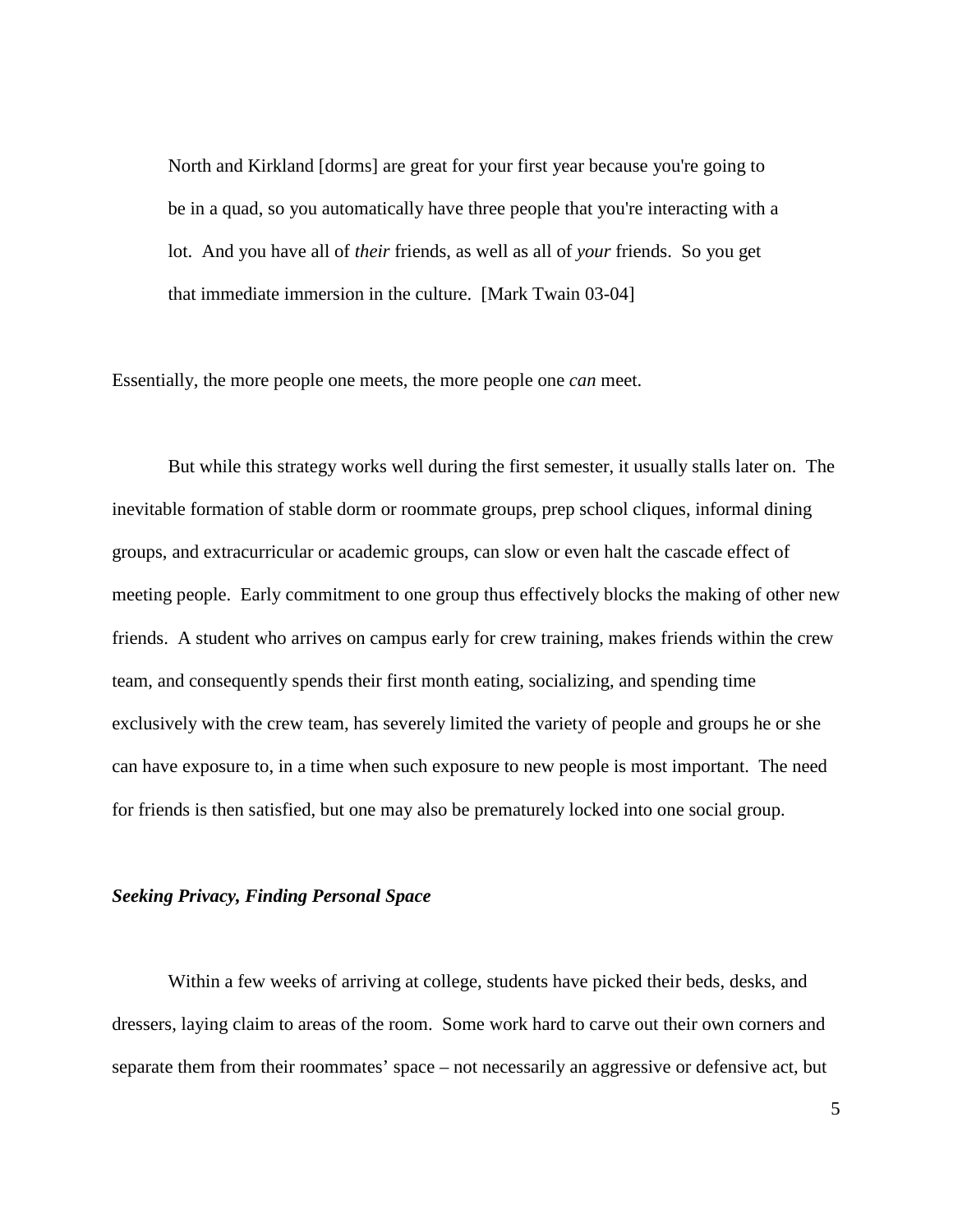> North and Kirkland [dorms] are great for your first year because you're going to be in a quad, so you automatically have three people that you're interacting with a lot. And you have all of *their* friends, as well as all of *your* friends. So you get that immediate immersion in the culture. [Mark Twain 03-04]

Essentially, the more people one meets, the more people one *can* meet.

But while this strategy works well during the first semester, it usually stalls later on. The inevitable formation of stable dorm or roommate groups, prep school cliques, informal dining groups, and extracurricular or academic groups, can slow or even halt the cascade effect of meeting people. Early commitment to one group thus effectively blocks the making of other new friends. A student who arrives on campus early for crew training, makes friends within the crew team, and consequently spends their first month eating, socializing, and spending time exclusively with the crew team, has severely limited the variety of people and groups he or she can have exposure to, in a time when such exposure to new people is most important. The need for friends is then satisfied, but one may also be prematurely locked into one social group.

### *Seeking Privacy, Finding Personal Space*

Within a few weeks of arriving at college, students have picked their beds, desks, and dressers, laying claim to areas of the room. Some work hard to carve out their own corners and separate them from their roommates' space – not necessarily an aggressive or defensive act, but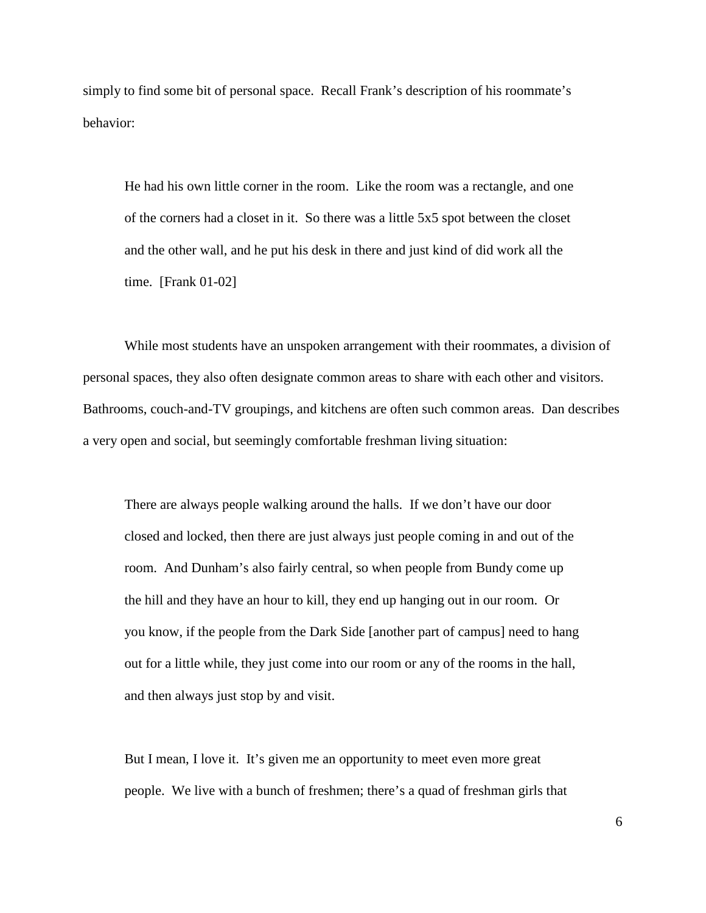simply to find some bit of personal space. Recall Frank's description of his roommate's behavior:

> He had his own little corner in the room. Like the room was a rectangle, and one of the corners had a closet in it. So there was a little 5x5 spot between the closet and the other wall, and he put his desk in there and just kind of did work all the time. [Frank 01-02]

While most students have an unspoken arrangement with their roommates, a division of personal spaces, they also often designate common areas to share with each other and visitors. Bathrooms, couch-and-TV groupings, and kitchens are often such common areas. Dan describes a very open and social, but seemingly comfortable freshman living situation:

> There are always people walking around the halls. If we don't have our door closed and locked, then there are just always just people coming in and out of the room. And Dunham's also fairly central, so when people from Bundy come up the hill and they have an hour to kill, they end up hanging out in our room. Or you know, if the people from the Dark Side [another part of campus] need to hang out for a little while, they just come into our room or any of the rooms in the hall, and then always just stop by and visit.
>
> But I mean, I love it. It's given me an opportunity to meet even more great people. We live with a bunch of freshmen; there's a quad of freshman girls that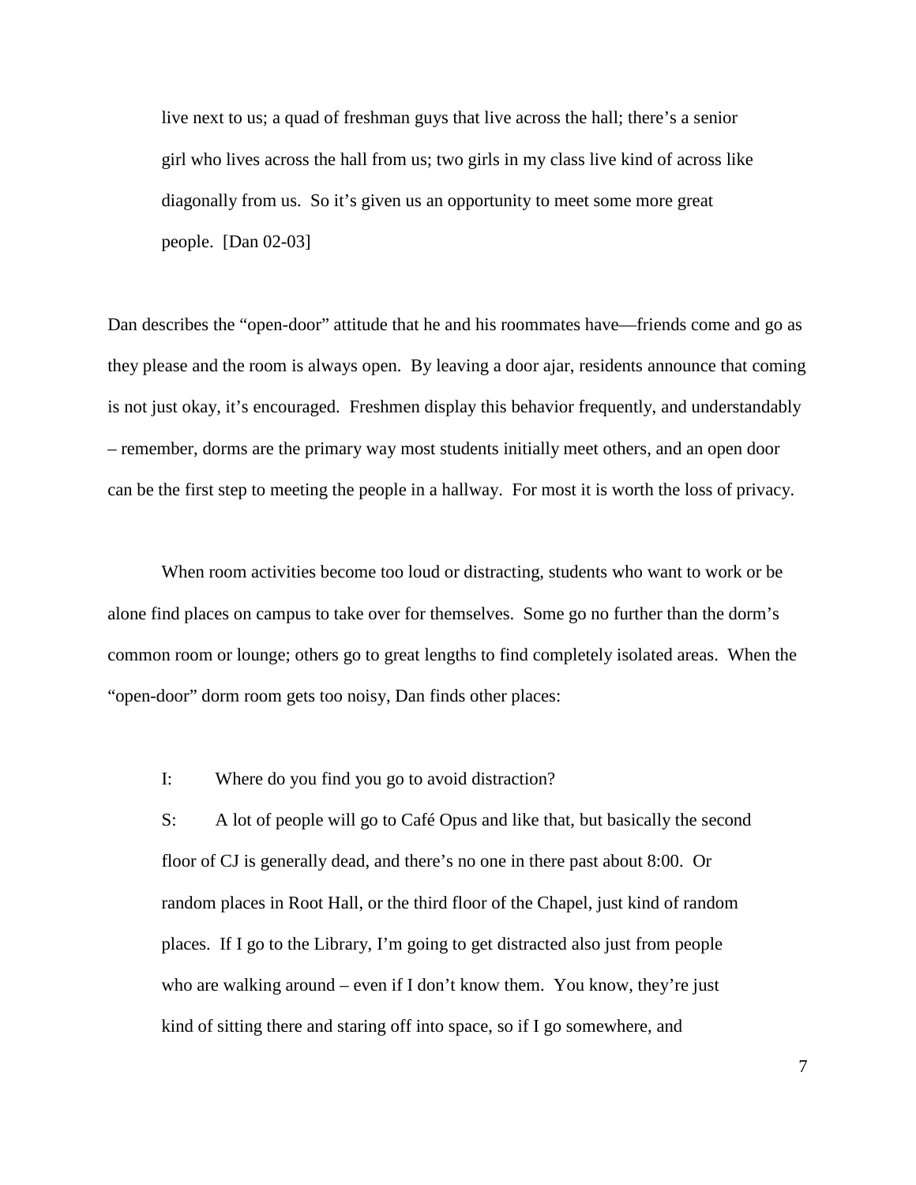> live next to us; a quad of freshman guys that live across the hall; there's a senior girl who lives across the hall from us; two girls in my class live kind of across like diagonally from us. So it's given us an opportunity to meet some more great people. [Dan 02-03]

Dan describes the "open-door" attitude that he and his roommates have—friends come and go as they please and the room is always open. By leaving a door ajar, residents announce that coming is not just okay, it's encouraged. Freshmen display this behavior frequently, and understandably – remember, dorms are the primary way most students initially meet others, and an open door can be the first step to meeting the people in a hallway. For most it is worth the loss of privacy.

When room activities become too loud or distracting, students who want to work or be alone find places on campus to take over for themselves. Some go no further than the dorm's common room or lounge; others go to great lengths to find completely isolated areas. When the "open-door" dorm room gets too noisy, Dan finds other places:

> I: Where do you find you go to avoid distraction?
>
> S: A lot of people will go to Café Opus and like that, but basically the second floor of CJ is generally dead, and there's no one in there past about 8:00. Or random places in Root Hall, or the third floor of the Chapel, just kind of random places. If I go to the Library, I'm going to get distracted also just from people who are walking around – even if I don't know them. You know, they're just kind of sitting there and staring off into space, so if I go somewhere, and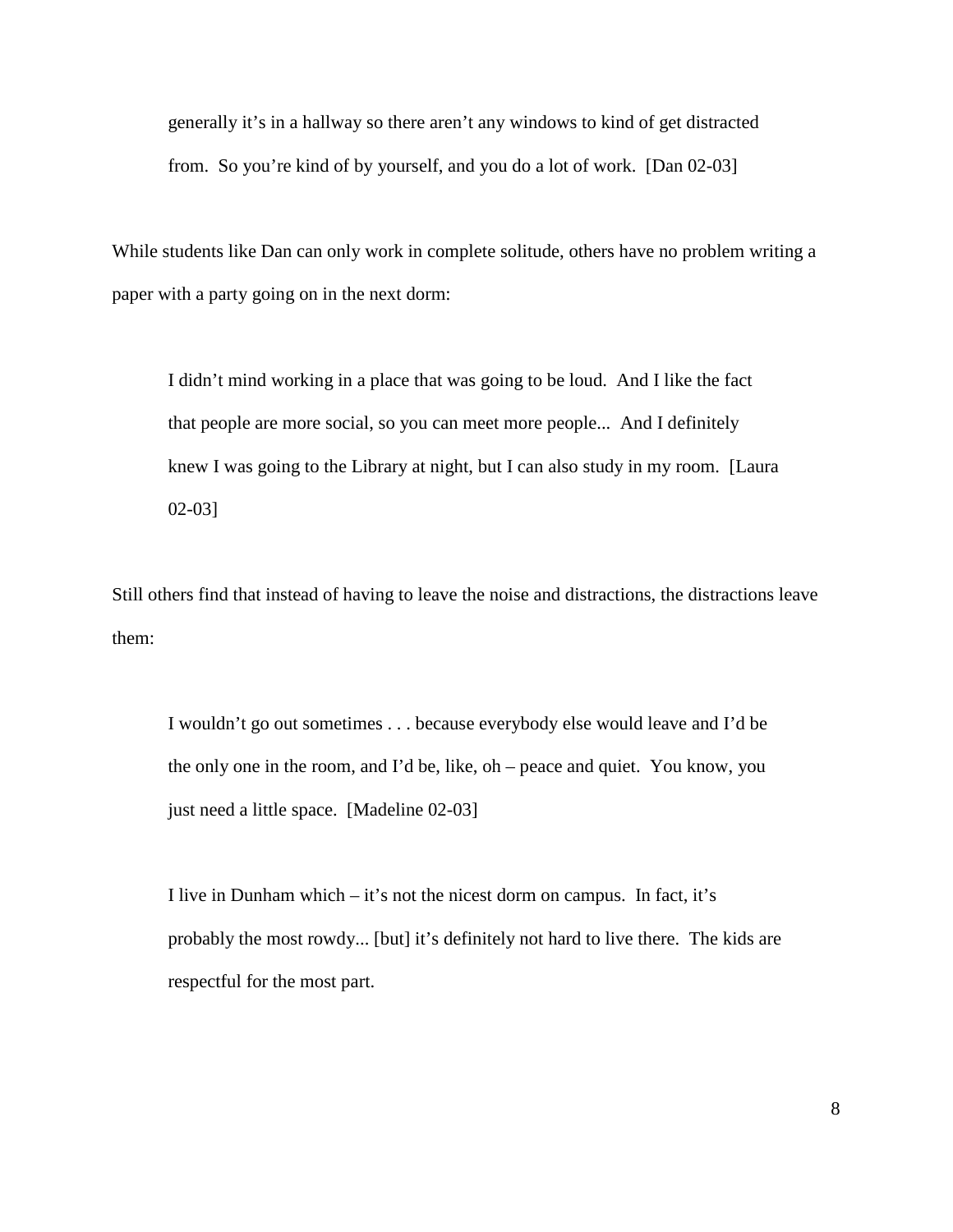> generally it's in a hallway so there aren't any windows to kind of get distracted from. So you're kind of by yourself, and you do a lot of work. [Dan 02-03]

While students like Dan can only work in complete solitude, others have no problem writing a paper with a party going on in the next dorm:

> I didn't mind working in a place that was going to be loud. And I like the fact that people are more social, so you can meet more people... And I definitely knew I was going to the Library at night, but I can also study in my room. [Laura 02-03]

Still others find that instead of having to leave the noise and distractions, the distractions leave them:

> I wouldn't go out sometimes . . . because everybody else would leave and I'd be the only one in the room, and I'd be, like, oh – peace and quiet. You know, you just need a little space. [Madeline 02-03]

> I live in Dunham which – it's not the nicest dorm on campus. In fact, it's probably the most rowdy... [but] it's definitely not hard to live there. The kids are respectful for the most part.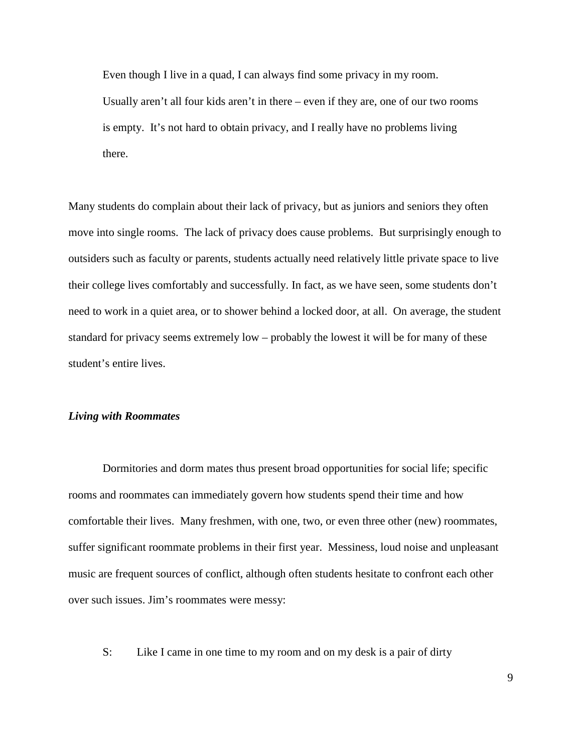> Even though I live in a quad, I can always find some privacy in my room. Usually aren't all four kids aren't in there – even if they are, one of our two rooms is empty. It's not hard to obtain privacy, and I really have no problems living there.

Many students do complain about their lack of privacy, but as juniors and seniors they often move into single rooms. The lack of privacy does cause problems. But surprisingly enough to outsiders such as faculty or parents, students actually need relatively little private space to live their college lives comfortably and successfully. In fact, as we have seen, some students don't need to work in a quiet area, or to shower behind a locked door, at all. On average, the student standard for privacy seems extremely low – probably the lowest it will be for many of these student's entire lives.

***Living with Roommates***

Dormitories and dorm mates thus present broad opportunities for social life; specific rooms and roommates can immediately govern how students spend their time and how comfortable their lives. Many freshmen, with one, two, or even three other (new) roommates, suffer significant roommate problems in their first year. Messiness, loud noise and unpleasant music are frequent sources of conflict, although often students hesitate to confront each other over such issues. Jim's roommates were messy:

> S: Like I came in one time to my room and on my desk is a pair of dirty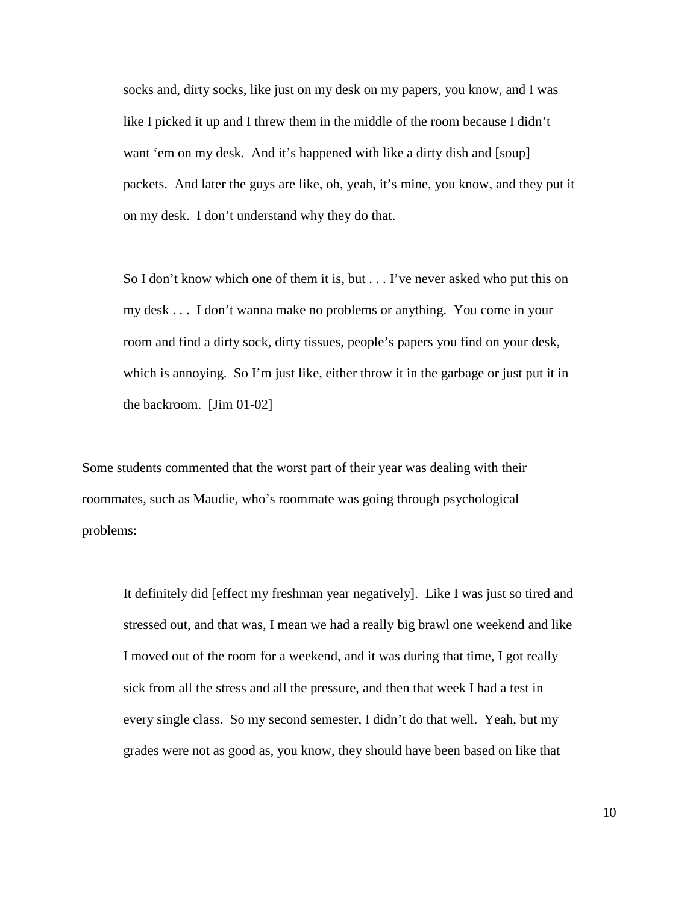> socks and, dirty socks, like just on my desk on my papers, you know, and I was like I picked it up and I threw them in the middle of the room because I didn't want 'em on my desk. And it's happened with like a dirty dish and [soup] packets. And later the guys are like, oh, yeah, it's mine, you know, and they put it on my desk. I don't understand why they do that.
>
> So I don't know which one of them it is, but . . . I've never asked who put this on my desk . . . I don't wanna make no problems or anything. You come in your room and find a dirty sock, dirty tissues, people's papers you find on your desk, which is annoying. So I'm just like, either throw it in the garbage or just put it in the backroom. [Jim 01-02]

Some students commented that the worst part of their year was dealing with their roommates, such as Maudie, who's roommate was going through psychological problems:

> It definitely did [effect my freshman year negatively]. Like I was just so tired and stressed out, and that was, I mean we had a really big brawl one weekend and like I moved out of the room for a weekend, and it was during that time, I got really sick from all the stress and all the pressure, and then that week I had a test in every single class. So my second semester, I didn't do that well. Yeah, but my grades were not as good as, you know, they should have been based on like that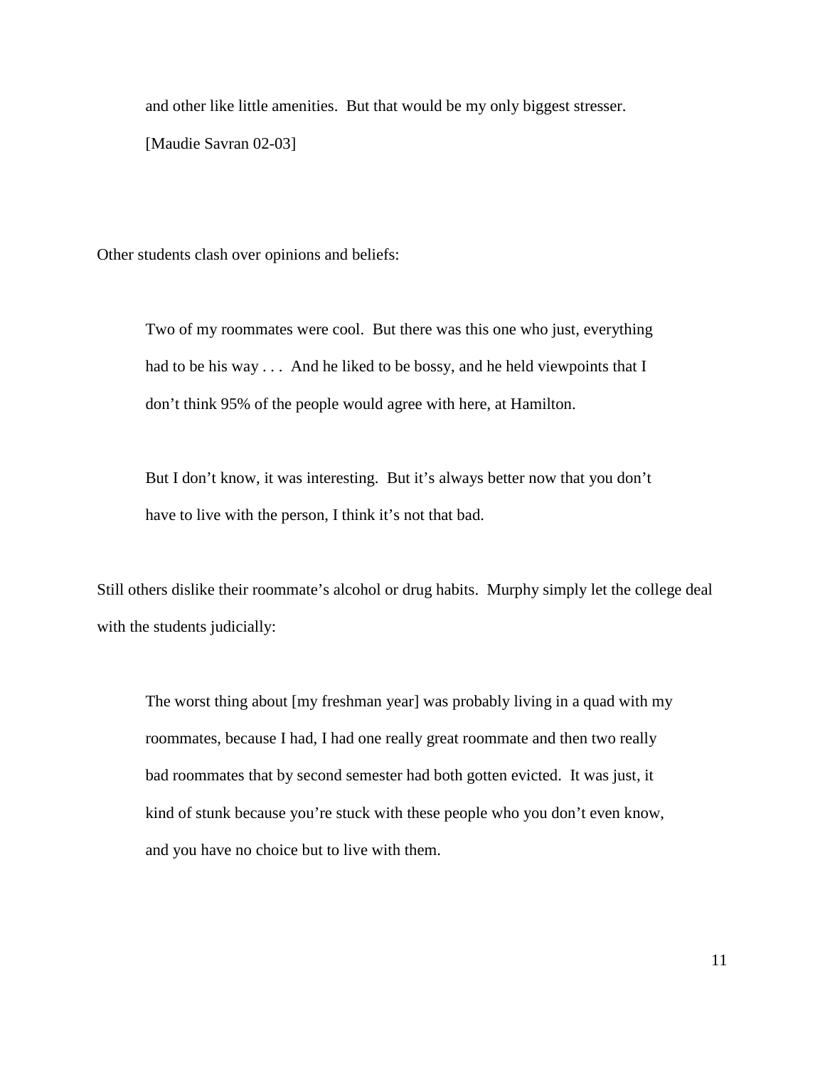> and other like little amenities. But that would be my only biggest stresser.
>
> [Maudie Savran 02-03]

Other students clash over opinions and beliefs:

> Two of my roommates were cool. But there was this one who just, everything had to be his way . . . And he liked to be bossy, and he held viewpoints that I don't think 95% of the people would agree with here, at Hamilton.
>
> But I don't know, it was interesting. But it's always better now that you don't have to live with the person, I think it's not that bad.

Still others dislike their roommate's alcohol or drug habits. Murphy simply let the college deal with the students judicially:

> The worst thing about [my freshman year] was probably living in a quad with my roommates, because I had, I had one really great roommate and then two really bad roommates that by second semester had both gotten evicted. It was just, it kind of stunk because you're stuck with these people who you don't even know, and you have no choice but to live with them.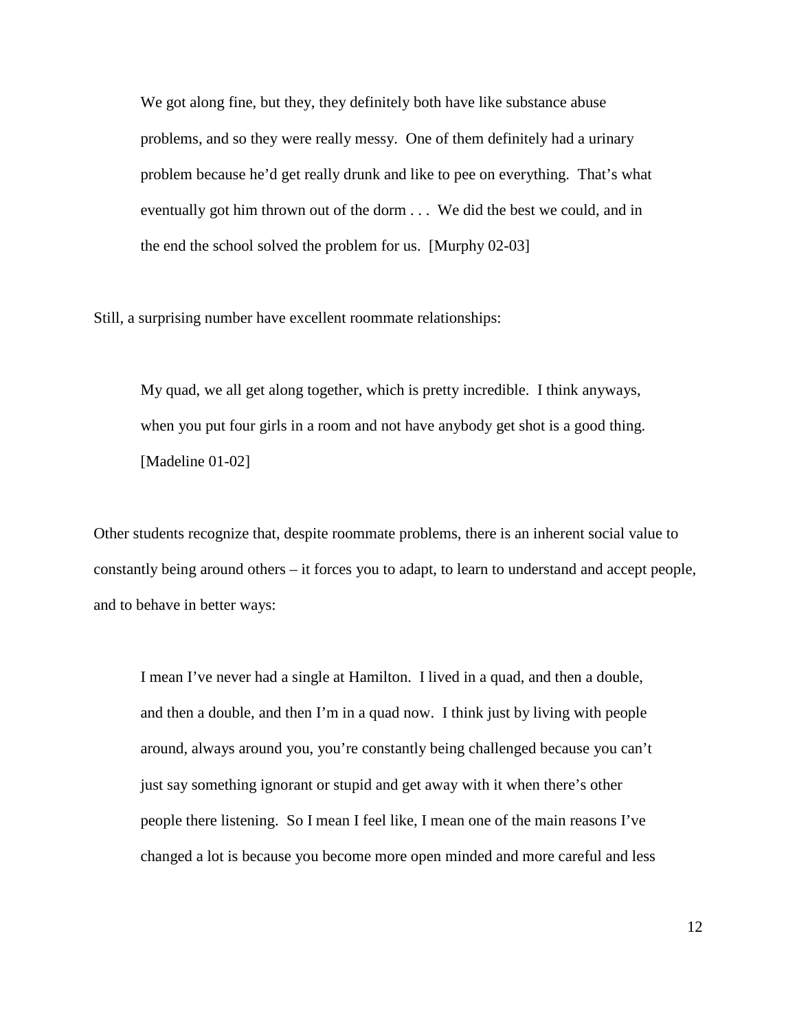> We got along fine, but they, they definitely both have like substance abuse problems, and so they were really messy. One of them definitely had a urinary problem because he'd get really drunk and like to pee on everything. That's what eventually got him thrown out of the dorm . . . We did the best we could, and in the end the school solved the problem for us. [Murphy 02-03]

Still, a surprising number have excellent roommate relationships:

> My quad, we all get along together, which is pretty incredible. I think anyways, when you put four girls in a room and not have anybody get shot is a good thing. [Madeline 01-02]

Other students recognize that, despite roommate problems, there is an inherent social value to constantly being around others – it forces you to adapt, to learn to understand and accept people, and to behave in better ways:

> I mean I've never had a single at Hamilton. I lived in a quad, and then a double, and then a double, and then I'm in a quad now. I think just by living with people around, always around you, you're constantly being challenged because you can't just say something ignorant or stupid and get away with it when there's other people there listening. So I mean I feel like, I mean one of the main reasons I've changed a lot is because you become more open minded and more careful and less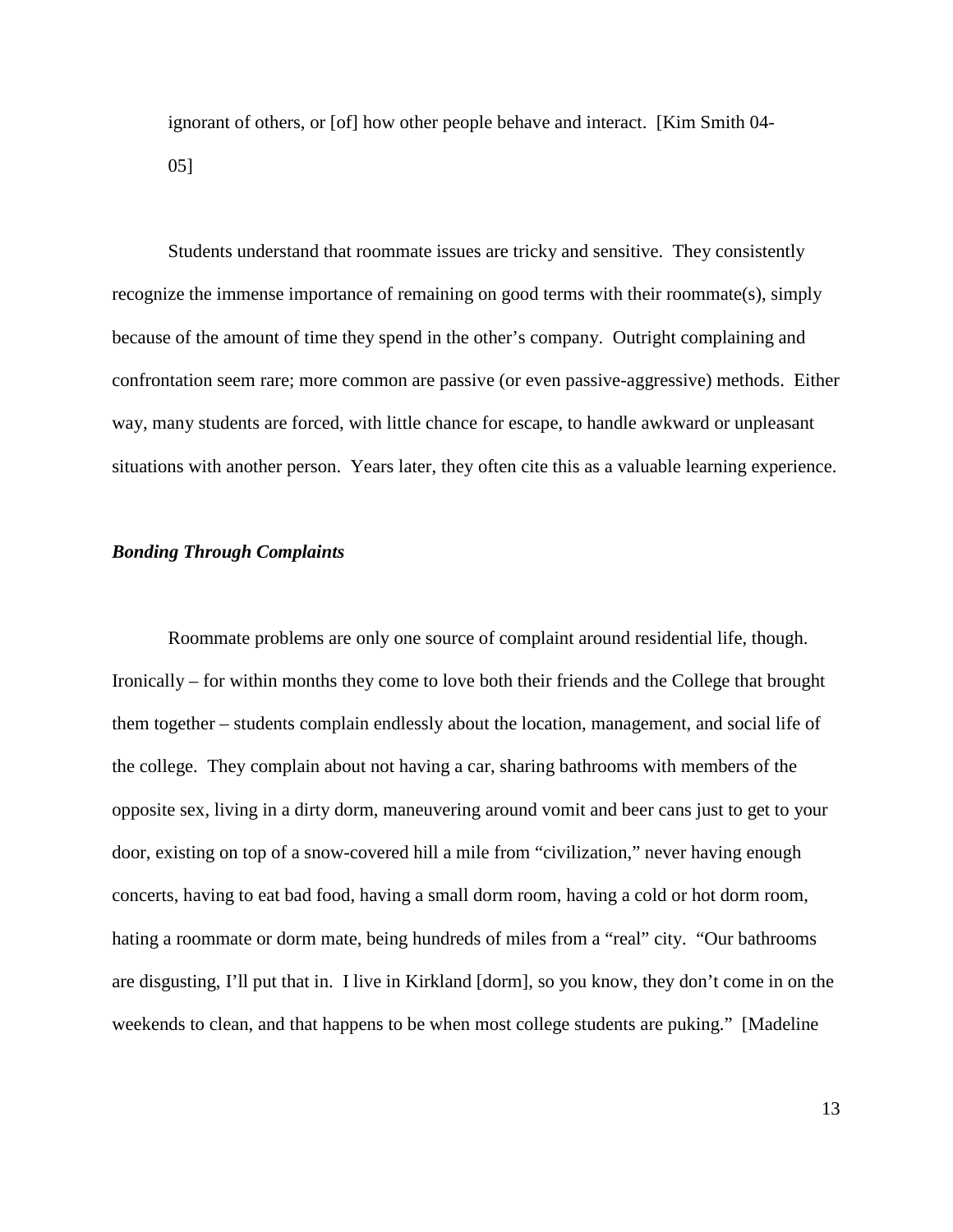ignorant of others, or [of] how other people behave and interact. [Kim Smith 04-05]

Students understand that roommate issues are tricky and sensitive. They consistently recognize the immense importance of remaining on good terms with their roommate(s), simply because of the amount of time they spend in the other's company. Outright complaining and confrontation seem rare; more common are passive (or even passive-aggressive) methods. Either way, many students are forced, with little chance for escape, to handle awkward or unpleasant situations with another person. Years later, they often cite this as a valuable learning experience.

### *Bonding Through Complaints*

Roommate problems are only one source of complaint around residential life, though. Ironically – for within months they come to love both their friends and the College that brought them together – students complain endlessly about the location, management, and social life of the college. They complain about not having a car, sharing bathrooms with members of the opposite sex, living in a dirty dorm, maneuvering around vomit and beer cans just to get to your door, existing on top of a snow-covered hill a mile from "civilization," never having enough concerts, having to eat bad food, having a small dorm room, having a cold or hot dorm room, hating a roommate or dorm mate, being hundreds of miles from a "real" city. "Our bathrooms are disgusting, I'll put that in. I live in Kirkland [dorm], so you know, they don't come in on the weekends to clean, and that happens to be when most college students are puking." [Madeline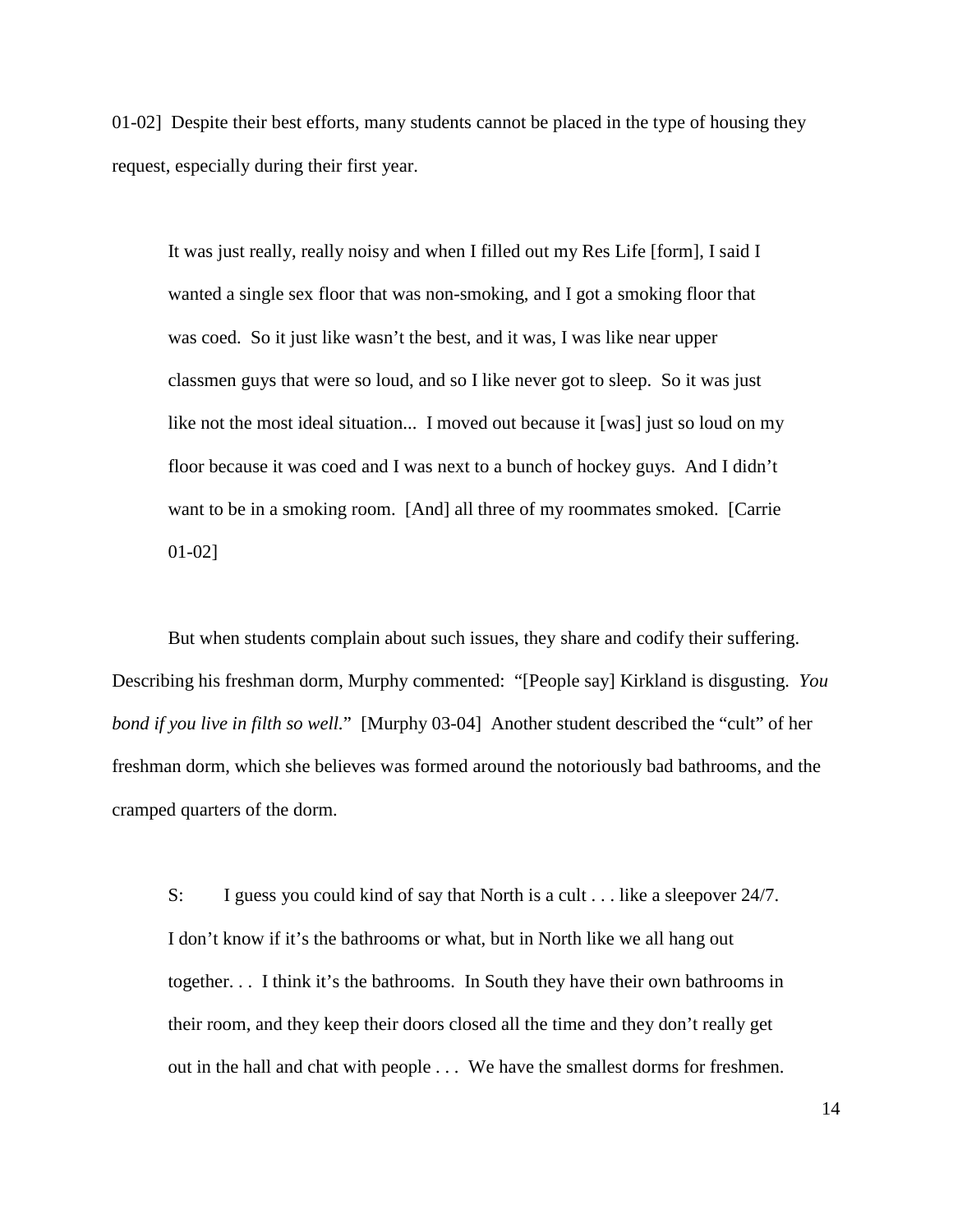01-02]  Despite their best efforts, many students cannot be placed in the type of housing they request, especially during their first year.

> It was just really, really noisy and when I filled out my Res Life [form], I said I wanted a single sex floor that was non-smoking, and I got a smoking floor that was coed.  So it just like wasn't the best, and it was, I was like near upper classmen guys that were so loud, and so I like never got to sleep.  So it was just like not the most ideal situation...  I moved out because it [was] just so loud on my floor because it was coed and I was next to a bunch of hockey guys.  And I didn't want to be in a smoking room.  [And] all three of my roommates smoked.  [Carrie 01-02]

But when students complain about such issues, they share and codify their suffering. Describing his freshman dorm, Murphy commented:  "[People say] Kirkland is disgusting.  *You bond if you live in filth so well.*"  [Murphy 03-04]  Another student described the "cult" of her freshman dorm, which she believes was formed around the notoriously bad bathrooms, and the cramped quarters of the dorm.

> S:  I guess you could kind of say that North is a cult . . . like a sleepover 24/7. I don't know if it's the bathrooms or what, but in North like we all hang out together. . .  I think it's the bathrooms.  In South they have their own bathrooms in their room, and they keep their doors closed all the time and they don't really get out in the hall and chat with people . . .  We have the smallest dorms for freshmen.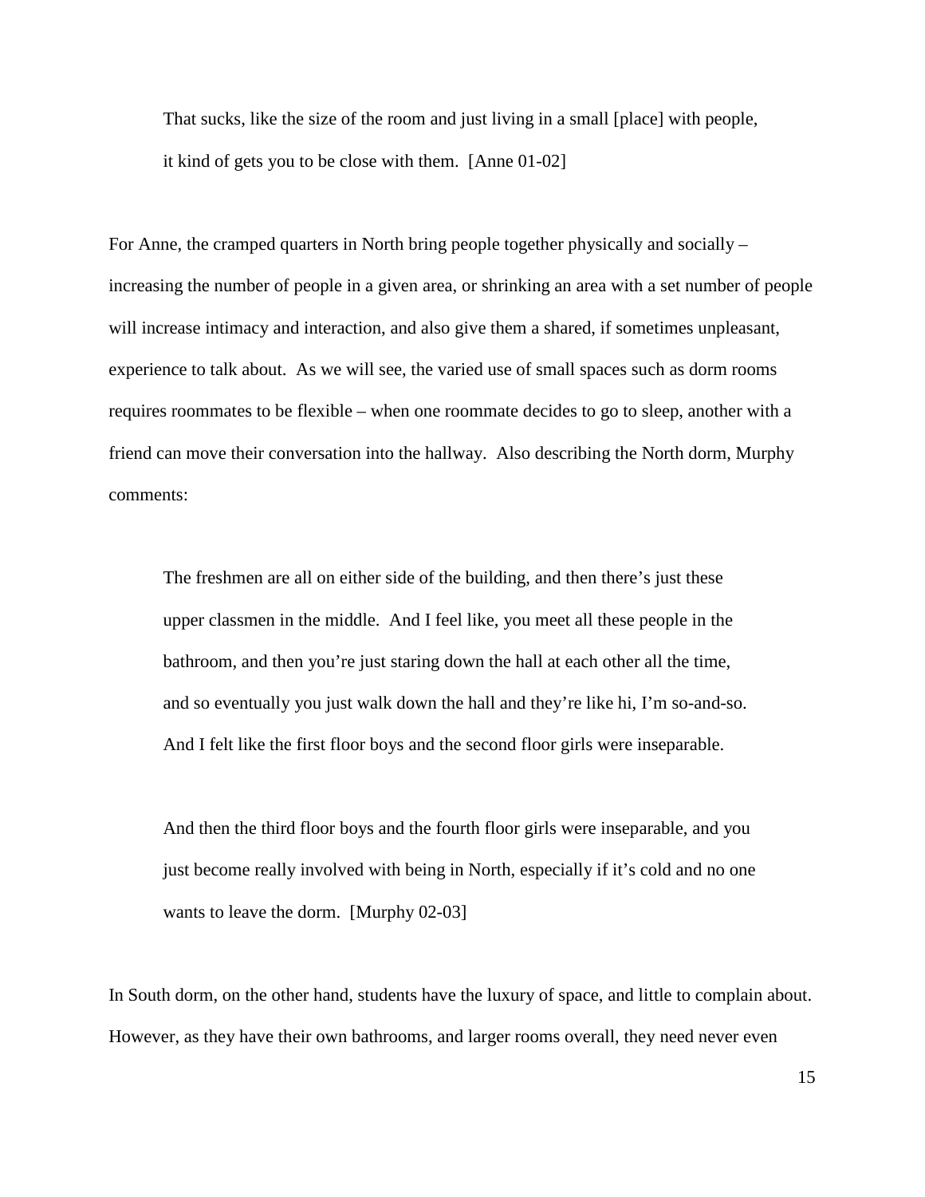> That sucks, like the size of the room and just living in a small [place] with people, it kind of gets you to be close with them. [Anne 01-02]

For Anne, the cramped quarters in North bring people together physically and socially – increasing the number of people in a given area, or shrinking an area with a set number of people will increase intimacy and interaction, and also give them a shared, if sometimes unpleasant, experience to talk about. As we will see, the varied use of small spaces such as dorm rooms requires roommates to be flexible – when one roommate decides to go to sleep, another with a friend can move their conversation into the hallway. Also describing the North dorm, Murphy comments:

> The freshmen are all on either side of the building, and then there's just these upper classmen in the middle. And I feel like, you meet all these people in the bathroom, and then you're just staring down the hall at each other all the time, and so eventually you just walk down the hall and they're like hi, I'm so-and-so. And I felt like the first floor boys and the second floor girls were inseparable.
>
> And then the third floor boys and the fourth floor girls were inseparable, and you just become really involved with being in North, especially if it's cold and no one wants to leave the dorm. [Murphy 02-03]

In South dorm, on the other hand, students have the luxury of space, and little to complain about. However, as they have their own bathrooms, and larger rooms overall, they need never even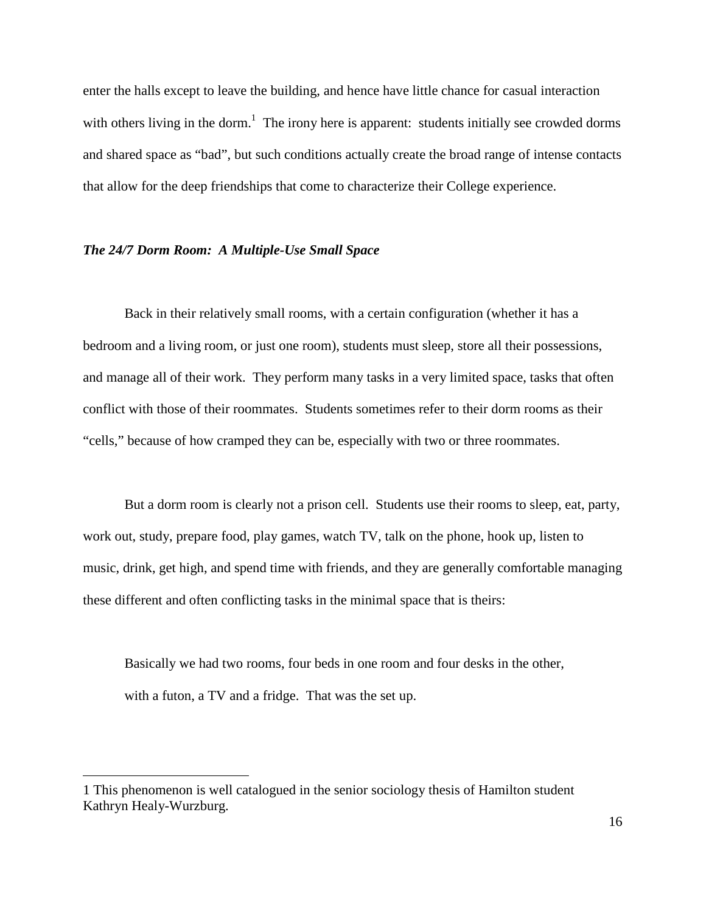enter the halls except to leave the building, and hence have little chance for casual interaction with others living in the dorm.[1] The irony here is apparent: students initially see crowded dorms and shared space as "bad", but such conditions actually create the broad range of intense contacts that allow for the deep friendships that come to characterize their College experience.

### ***The 24/7 Dorm Room: A Multiple-Use Small Space***

Back in their relatively small rooms, with a certain configuration (whether it has a bedroom and a living room, or just one room), students must sleep, store all their possessions, and manage all of their work. They perform many tasks in a very limited space, tasks that often conflict with those of their roommates. Students sometimes refer to their dorm rooms as their "cells," because of how cramped they can be, especially with two or three roommates.

But a dorm room is clearly not a prison cell. Students use their rooms to sleep, eat, party, work out, study, prepare food, play games, watch TV, talk on the phone, hook up, listen to music, drink, get high, and spend time with friends, and they are generally comfortable managing these different and often conflicting tasks in the minimal space that is theirs:

> Basically we had two rooms, four beds in one room and four desks in the other, with a futon, a TV and a fridge. That was the set up.

---

1 This phenomenon is well catalogued in the senior sociology thesis of Hamilton student Kathryn Healy-Wurzburg.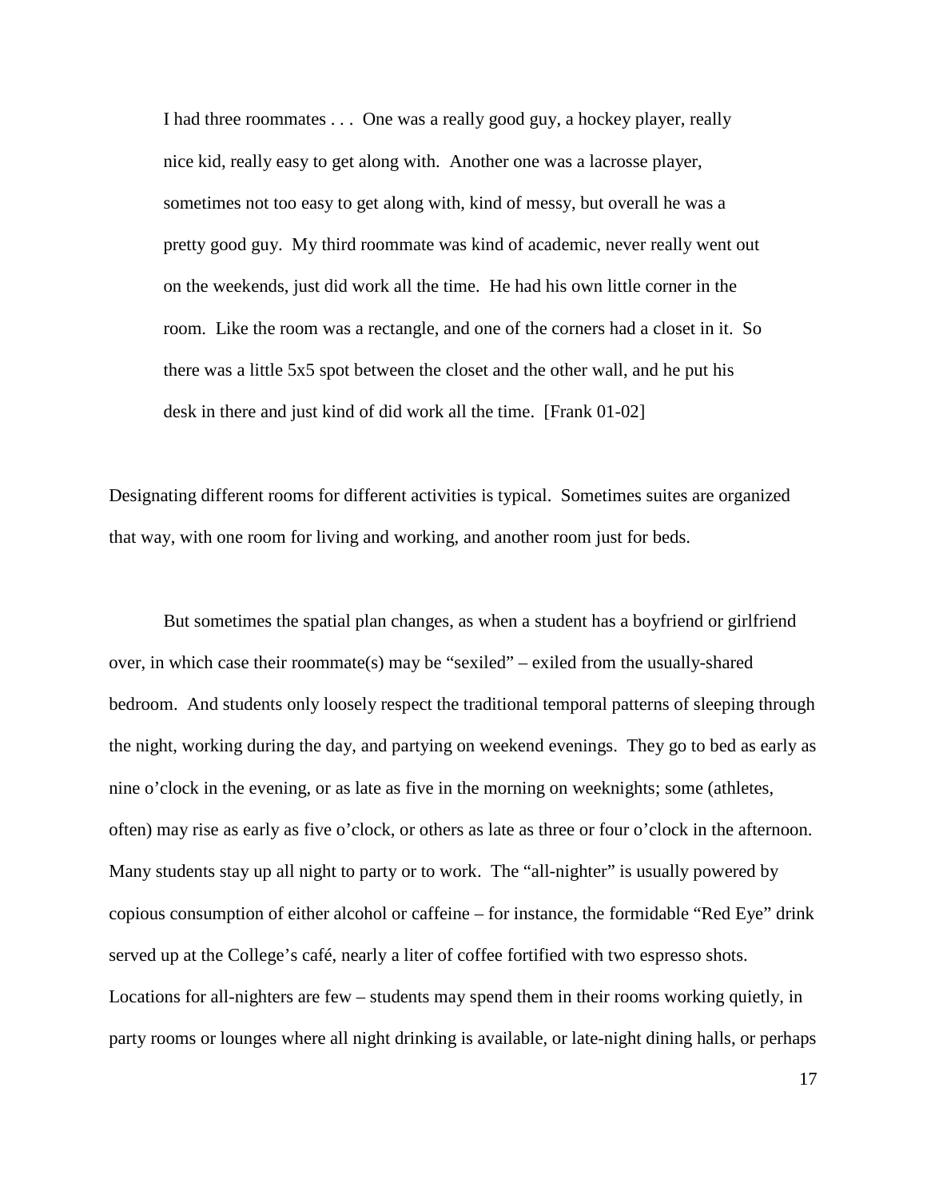> I had three roommates . . . One was a really good guy, a hockey player, really nice kid, really easy to get along with. Another one was a lacrosse player, sometimes not too easy to get along with, kind of messy, but overall he was a pretty good guy. My third roommate was kind of academic, never really went out on the weekends, just did work all the time. He had his own little corner in the room. Like the room was a rectangle, and one of the corners had a closet in it. So there was a little 5x5 spot between the closet and the other wall, and he put his desk in there and just kind of did work all the time. [Frank 01-02]

Designating different rooms for different activities is typical. Sometimes suites are organized that way, with one room for living and working, and another room just for beds.

But sometimes the spatial plan changes, as when a student has a boyfriend or girlfriend over, in which case their roommate(s) may be "sexiled" – exiled from the usually-shared bedroom. And students only loosely respect the traditional temporal patterns of sleeping through the night, working during the day, and partying on weekend evenings. They go to bed as early as nine o'clock in the evening, or as late as five in the morning on weeknights; some (athletes, often) may rise as early as five o'clock, or others as late as three or four o'clock in the afternoon. Many students stay up all night to party or to work. The "all-nighter" is usually powered by copious consumption of either alcohol or caffeine – for instance, the formidable "Red Eye" drink served up at the College's café, nearly a liter of coffee fortified with two espresso shots. Locations for all-nighters are few – students may spend them in their rooms working quietly, in party rooms or lounges where all night drinking is available, or late-night dining halls, or perhaps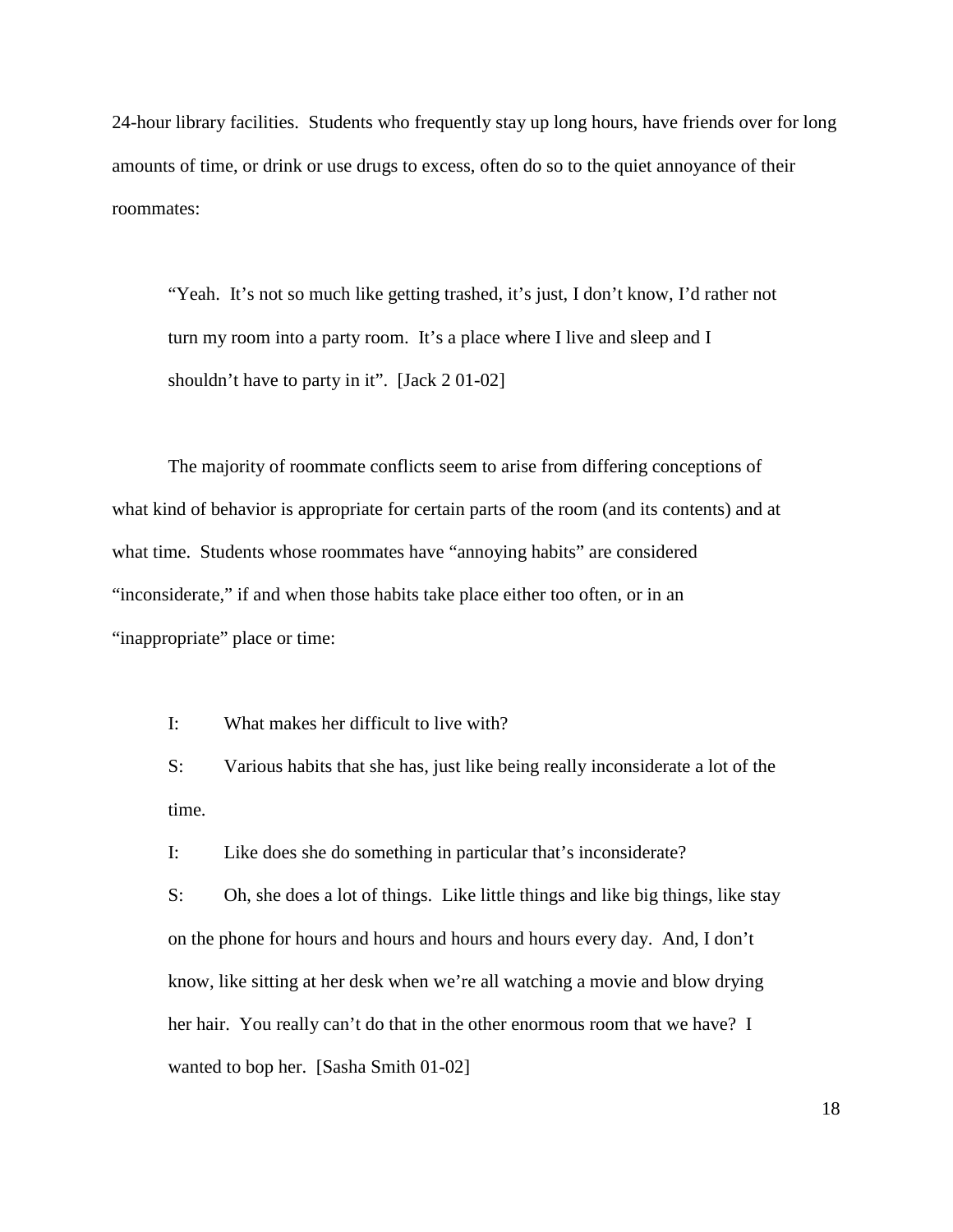24-hour library facilities. Students who frequently stay up long hours, have friends over for long amounts of time, or drink or use drugs to excess, often do so to the quiet annoyance of their roommates:

> "Yeah. It's not so much like getting trashed, it's just, I don't know, I'd rather not turn my room into a party room. It's a place where I live and sleep and I shouldn't have to party in it". [Jack 2 01-02]

The majority of roommate conflicts seem to arise from differing conceptions of what kind of behavior is appropriate for certain parts of the room (and its contents) and at what time. Students whose roommates have "annoying habits" are considered "inconsiderate," if and when those habits take place either too often, or in an "inappropriate" place or time:

> I: What makes her difficult to live with?
>
> S: Various habits that she has, just like being really inconsiderate a lot of the time.
>
> I: Like does she do something in particular that's inconsiderate?
>
> S: Oh, she does a lot of things. Like little things and like big things, like stay on the phone for hours and hours and hours and hours every day. And, I don't know, like sitting at her desk when we're all watching a movie and blow drying her hair. You really can't do that in the other enormous room that we have? I wanted to bop her. [Sasha Smith 01-02]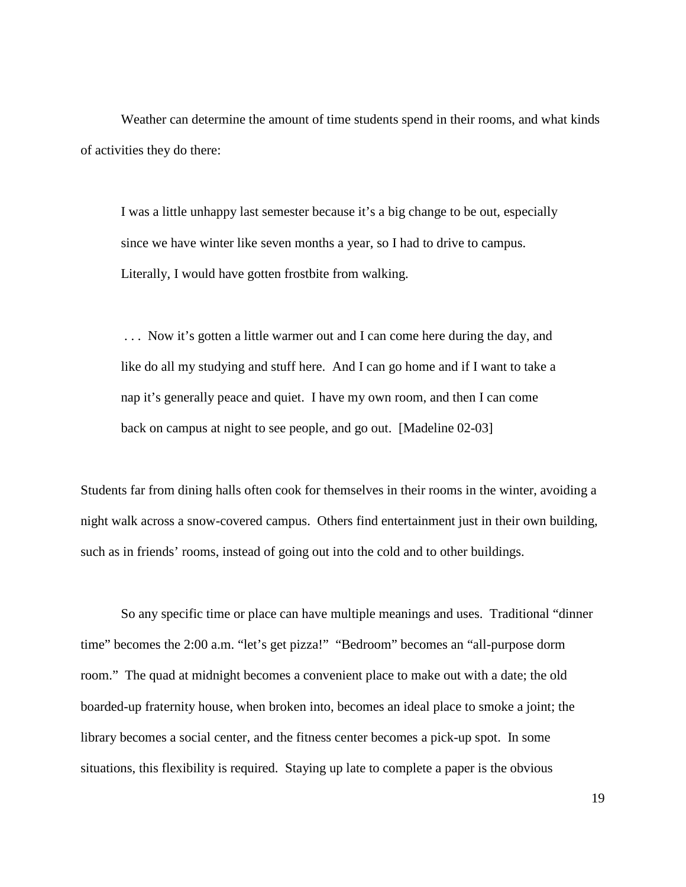Weather can determine the amount of time students spend in their rooms, and what kinds of activities they do there:

> I was a little unhappy last semester because it's a big change to be out, especially since we have winter like seven months a year, so I had to drive to campus. Literally, I would have gotten frostbite from walking.
>
> . . . Now it's gotten a little warmer out and I can come here during the day, and like do all my studying and stuff here. And I can go home and if I want to take a nap it's generally peace and quiet. I have my own room, and then I can come back on campus at night to see people, and go out. [Madeline 02-03]

Students far from dining halls often cook for themselves in their rooms in the winter, avoiding a night walk across a snow-covered campus. Others find entertainment just in their own building, such as in friends' rooms, instead of going out into the cold and to other buildings.

So any specific time or place can have multiple meanings and uses. Traditional "dinner time" becomes the 2:00 a.m. "let's get pizza!" "Bedroom" becomes an "all-purpose dorm room." The quad at midnight becomes a convenient place to make out with a date; the old boarded-up fraternity house, when broken into, becomes an ideal place to smoke a joint; the library becomes a social center, and the fitness center becomes a pick-up spot. In some situations, this flexibility is required. Staying up late to complete a paper is the obvious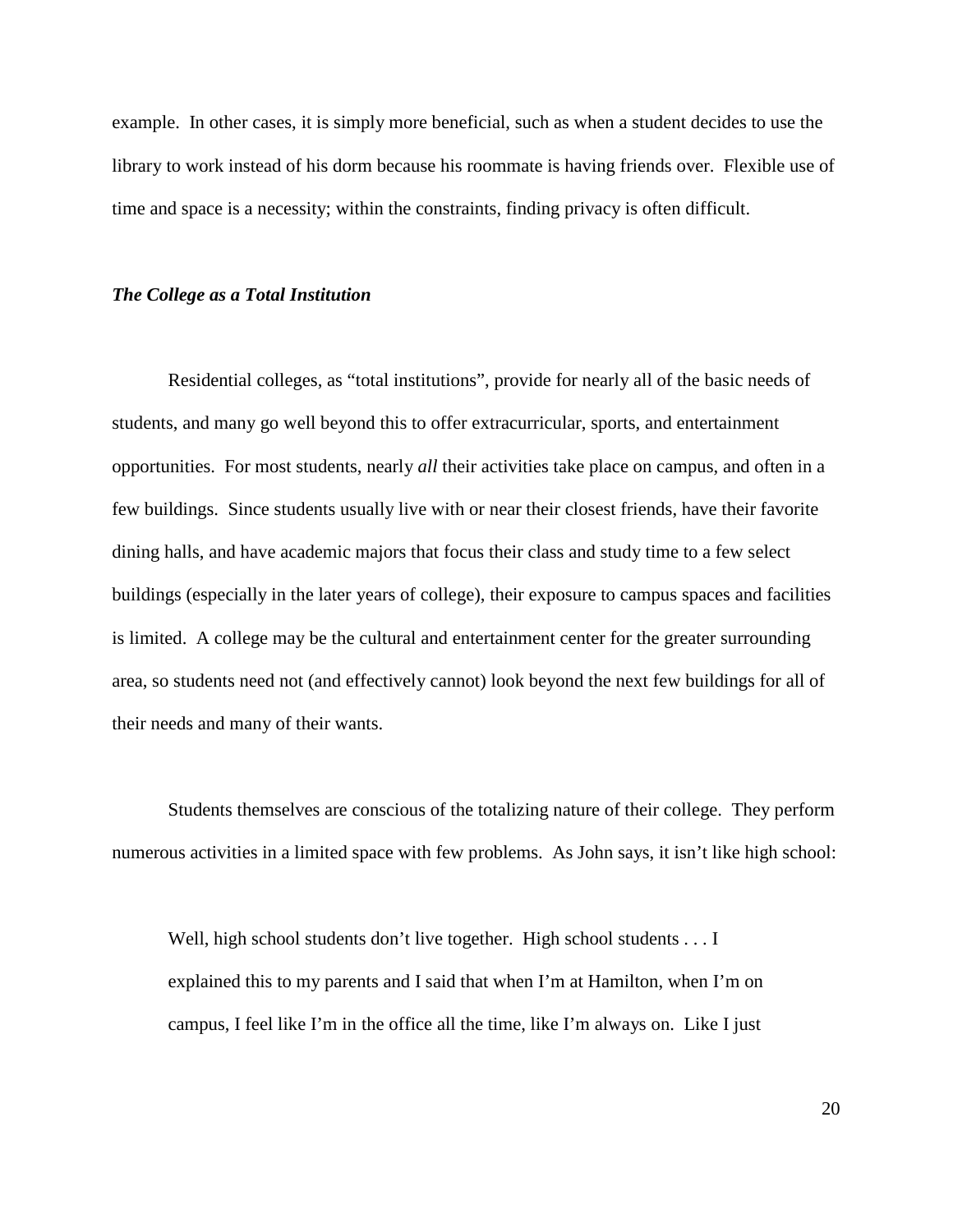example. In other cases, it is simply more beneficial, such as when a student decides to use the library to work instead of his dorm because his roommate is having friends over. Flexible use of time and space is a necessity; within the constraints, finding privacy is often difficult.

### ***The College as a Total Institution***

Residential colleges, as "total institutions", provide for nearly all of the basic needs of students, and many go well beyond this to offer extracurricular, sports, and entertainment opportunities. For most students, nearly *all* their activities take place on campus, and often in a few buildings. Since students usually live with or near their closest friends, have their favorite dining halls, and have academic majors that focus their class and study time to a few select buildings (especially in the later years of college), their exposure to campus spaces and facilities is limited. A college may be the cultural and entertainment center for the greater surrounding area, so students need not (and effectively cannot) look beyond the next few buildings for all of their needs and many of their wants.

Students themselves are conscious of the totalizing nature of their college. They perform numerous activities in a limited space with few problems. As John says, it isn't like high school:

> Well, high school students don't live together. High school students . . . I explained this to my parents and I said that when I'm at Hamilton, when I'm on campus, I feel like I'm in the office all the time, like I'm always on. Like I just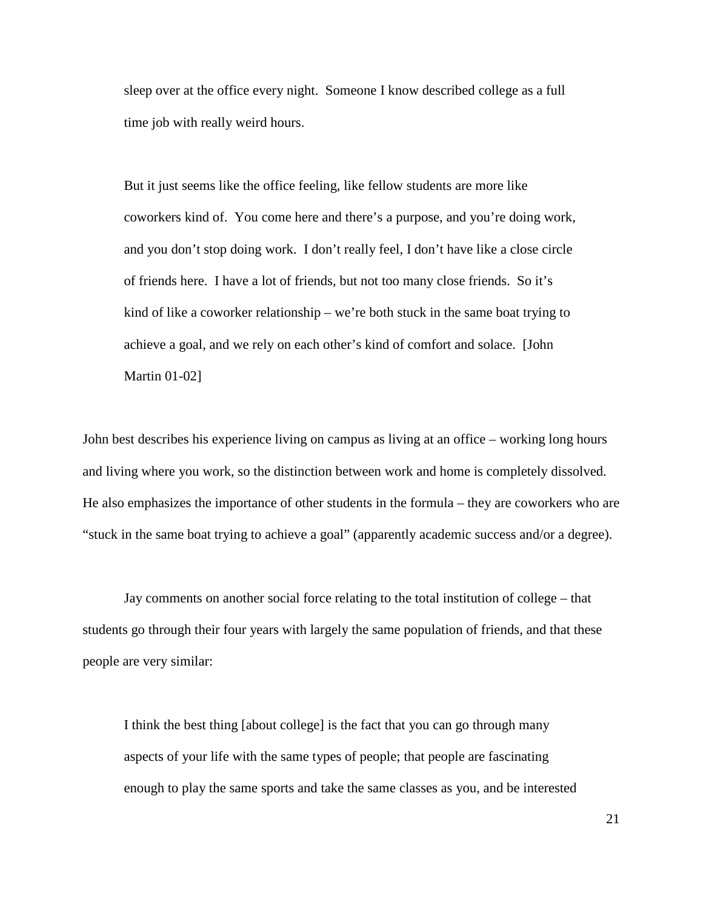> sleep over at the office every night. Someone I know described college as a full time job with really weird hours.
>
> But it just seems like the office feeling, like fellow students are more like coworkers kind of. You come here and there's a purpose, and you're doing work, and you don't stop doing work. I don't really feel, I don't have like a close circle of friends here. I have a lot of friends, but not too many close friends. So it's kind of like a coworker relationship – we're both stuck in the same boat trying to achieve a goal, and we rely on each other's kind of comfort and solace. [John Martin 01-02]

John best describes his experience living on campus as living at an office – working long hours and living where you work, so the distinction between work and home is completely dissolved. He also emphasizes the importance of other students in the formula – they are coworkers who are "stuck in the same boat trying to achieve a goal" (apparently academic success and/or a degree).

Jay comments on another social force relating to the total institution of college – that students go through their four years with largely the same population of friends, and that these people are very similar:

> I think the best thing [about college] is the fact that you can go through many aspects of your life with the same types of people; that people are fascinating enough to play the same sports and take the same classes as you, and be interested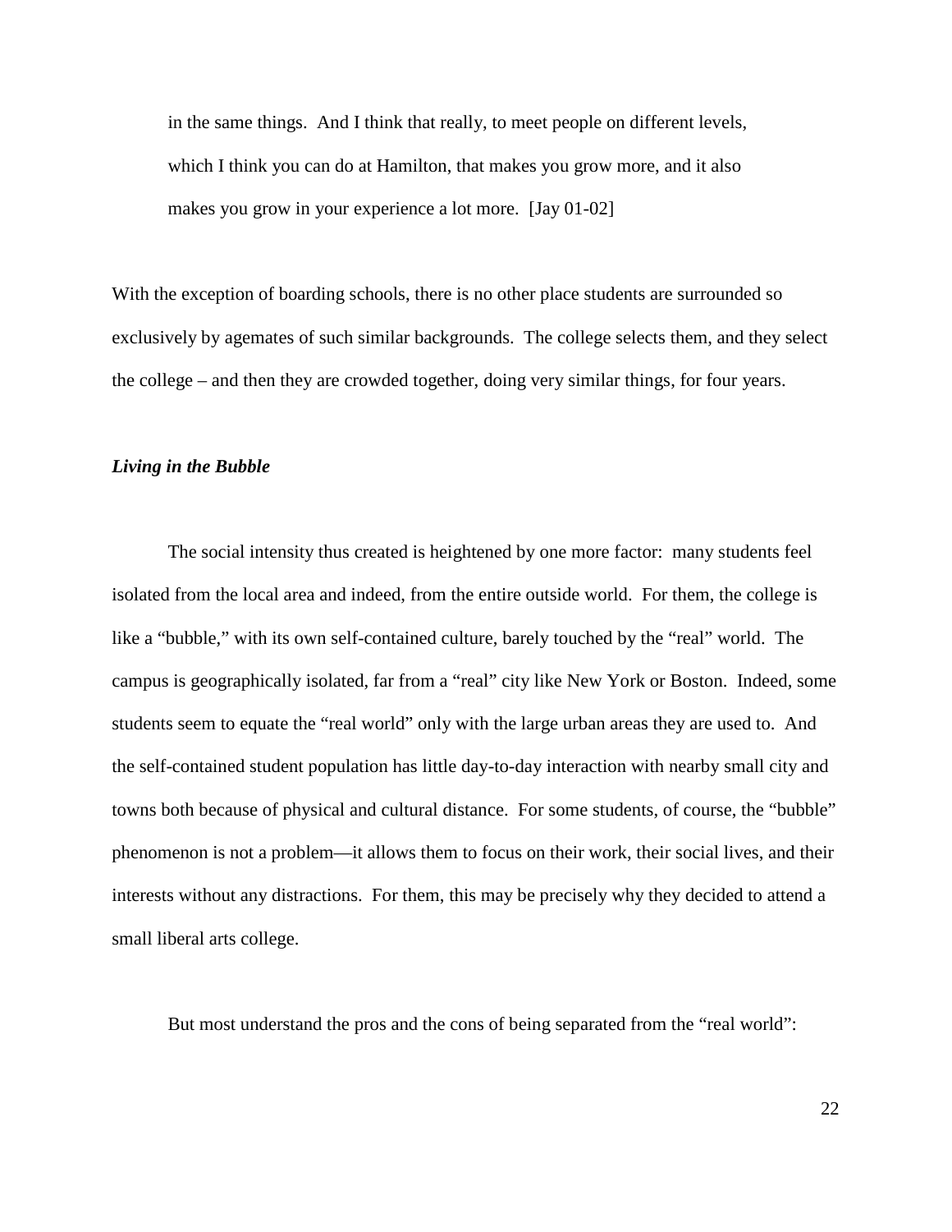> in the same things. And I think that really, to meet people on different levels, which I think you can do at Hamilton, that makes you grow more, and it also makes you grow in your experience a lot more. [Jay 01-02]

With the exception of boarding schools, there is no other place students are surrounded so exclusively by agemates of such similar backgrounds. The college selects them, and they select the college – and then they are crowded together, doing very similar things, for four years.

***Living in the Bubble***

The social intensity thus created is heightened by one more factor: many students feel isolated from the local area and indeed, from the entire outside world. For them, the college is like a "bubble," with its own self-contained culture, barely touched by the "real" world. The campus is geographically isolated, far from a "real" city like New York or Boston. Indeed, some students seem to equate the "real world" only with the large urban areas they are used to. And the self-contained student population has little day-to-day interaction with nearby small city and towns both because of physical and cultural distance. For some students, of course, the "bubble" phenomenon is not a problem—it allows them to focus on their work, their social lives, and their interests without any distractions. For them, this may be precisely why they decided to attend a small liberal arts college.

But most understand the pros and the cons of being separated from the "real world":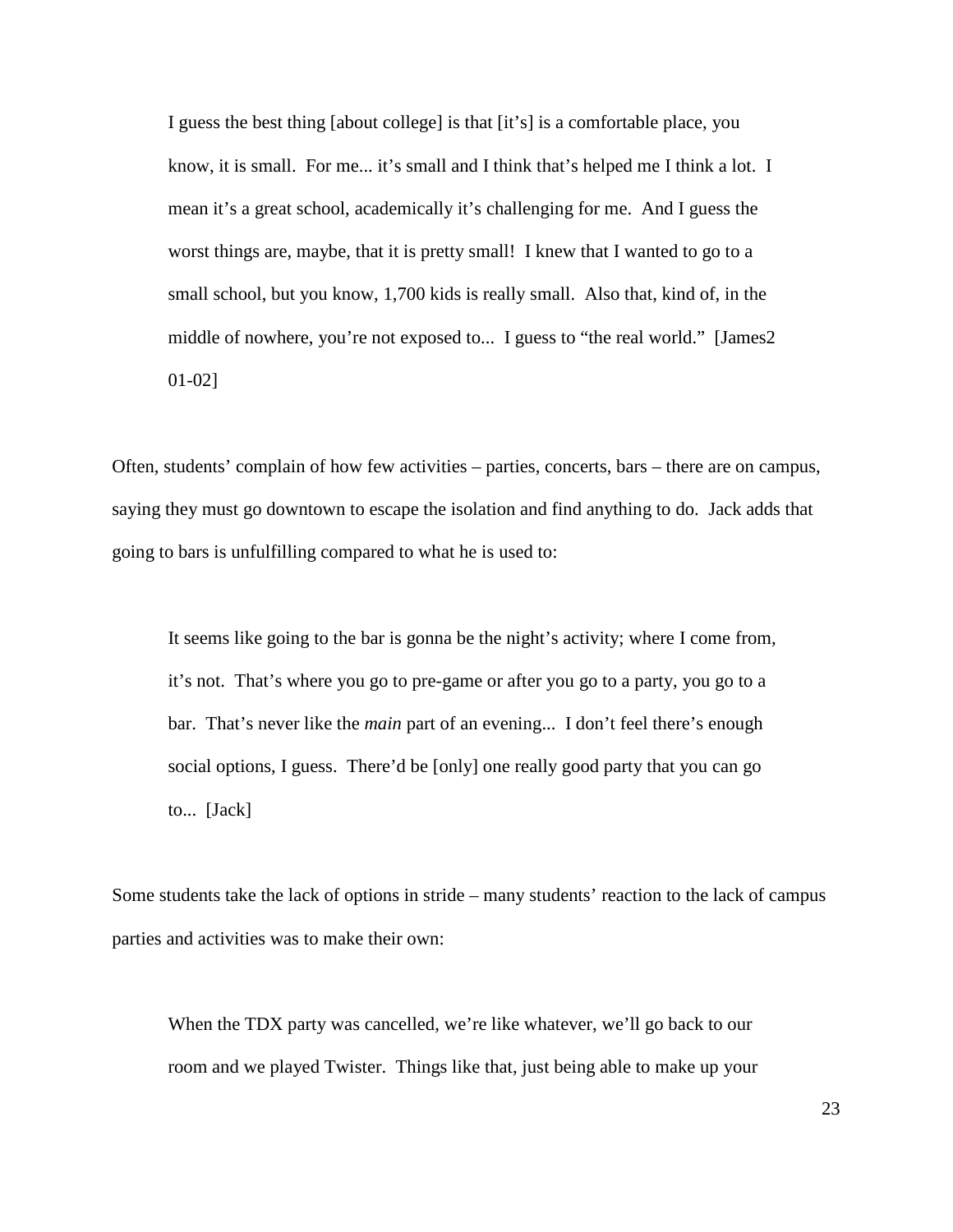> I guess the best thing [about college] is that [it's] is a comfortable place, you know, it is small. For me... it's small and I think that's helped me I think a lot. I mean it's a great school, academically it's challenging for me. And I guess the worst things are, maybe, that it is pretty small! I knew that I wanted to go to a small school, but you know, 1,700 kids is really small. Also that, kind of, in the middle of nowhere, you're not exposed to... I guess to "the real world." [James2 01-02]

Often, students' complain of how few activities – parties, concerts, bars – there are on campus, saying they must go downtown to escape the isolation and find anything to do. Jack adds that going to bars is unfulfilling compared to what he is used to:

> It seems like going to the bar is gonna be the night's activity; where I come from, it's not. That's where you go to pre-game or after you go to a party, you go to a bar. That's never like the *main* part of an evening... I don't feel there's enough social options, I guess. There'd be [only] one really good party that you can go to... [Jack]

Some students take the lack of options in stride – many students' reaction to the lack of campus parties and activities was to make their own:

> When the TDX party was cancelled, we're like whatever, we'll go back to our room and we played Twister. Things like that, just being able to make up your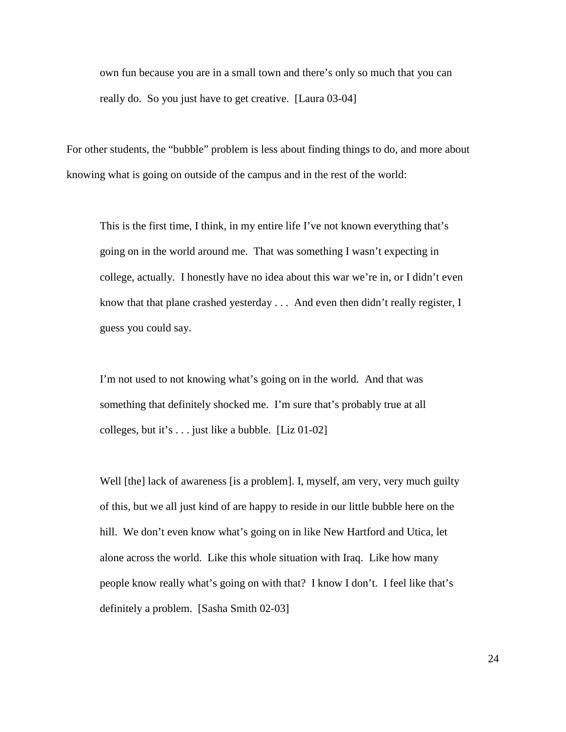> own fun because you are in a small town and there's only so much that you can really do. So you just have to get creative. [Laura 03-04]

For other students, the "bubble" problem is less about finding things to do, and more about knowing what is going on outside of the campus and in the rest of the world:

> This is the first time, I think, in my entire life I've not known everything that's going on in the world around me. That was something I wasn't expecting in college, actually. I honestly have no idea about this war we're in, or I didn't even know that that plane crashed yesterday . . . And even then didn't really register, I guess you could say.
>
> I'm not used to not knowing what's going on in the world. And that was something that definitely shocked me. I'm sure that's probably true at all colleges, but it's . . . just like a bubble. [Liz 01-02]

> Well [the] lack of awareness [is a problem]. I, myself, am very, very much guilty of this, but we all just kind of are happy to reside in our little bubble here on the hill. We don't even know what's going on in like New Hartford and Utica, let alone across the world. Like this whole situation with Iraq. Like how many people know really what's going on with that? I know I don't. I feel like that's definitely a problem. [Sasha Smith 02-03]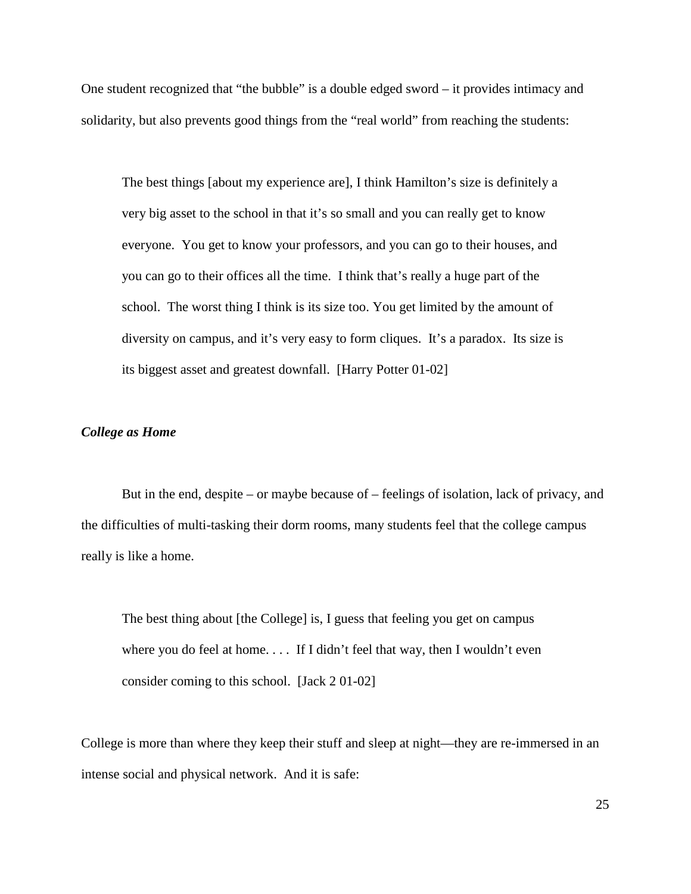One student recognized that "the bubble" is a double edged sword – it provides intimacy and solidarity, but also prevents good things from the "real world" from reaching the students:

> The best things [about my experience are], I think Hamilton's size is definitely a very big asset to the school in that it's so small and you can really get to know everyone. You get to know your professors, and you can go to their houses, and you can go to their offices all the time. I think that's really a huge part of the school. The worst thing I think is its size too. You get limited by the amount of diversity on campus, and it's very easy to form cliques. It's a paradox. Its size is its biggest asset and greatest downfall. [Harry Potter 01-02]

### *College as Home*

But in the end, despite – or maybe because of – feelings of isolation, lack of privacy, and the difficulties of multi-tasking their dorm rooms, many students feel that the college campus really is like a home.

> The best thing about [the College] is, I guess that feeling you get on campus where you do feel at home. . . . If I didn't feel that way, then I wouldn't even consider coming to this school. [Jack 2 01-02]

College is more than where they keep their stuff and sleep at night—they are re-immersed in an intense social and physical network. And it is safe: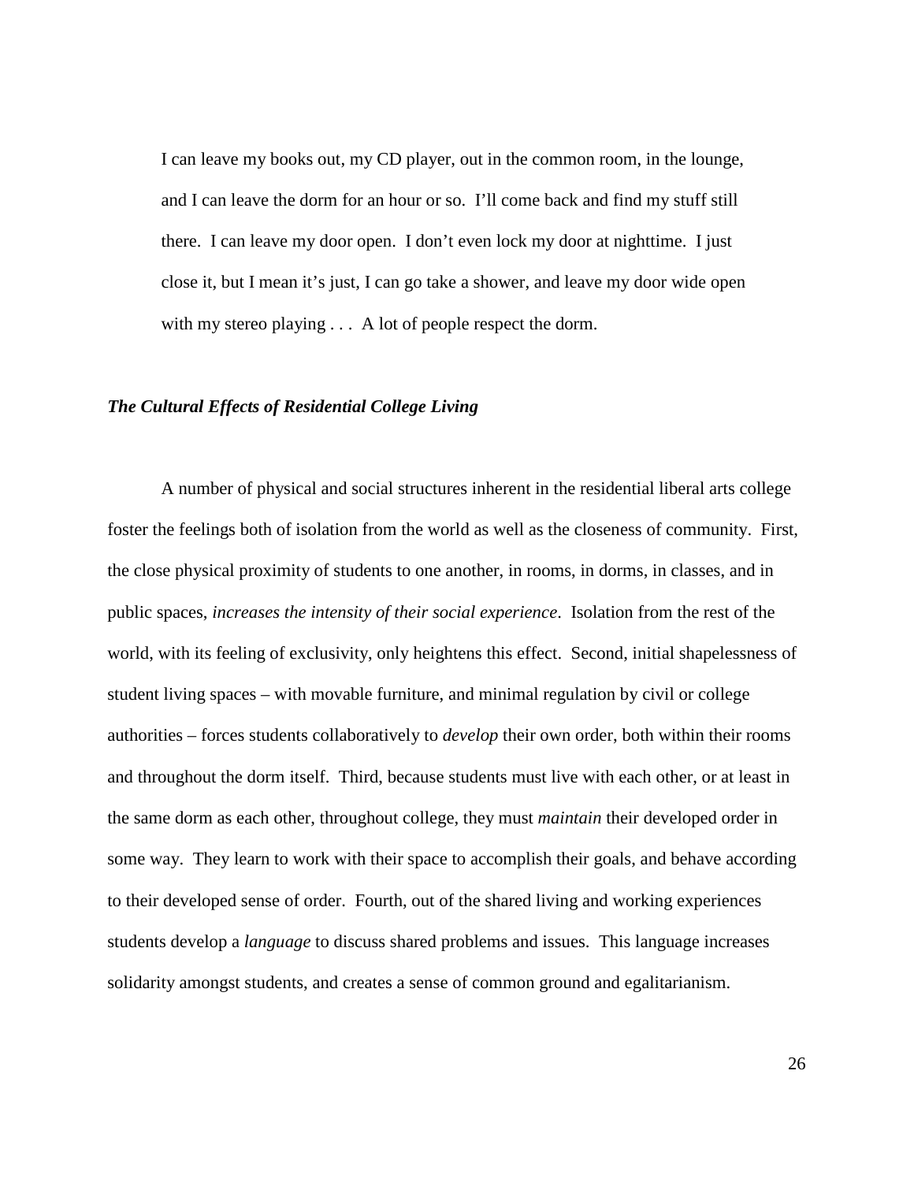> I can leave my books out, my CD player, out in the common room, in the lounge, and I can leave the dorm for an hour or so. I'll come back and find my stuff still there. I can leave my door open. I don't even lock my door at nighttime. I just close it, but I mean it's just, I can go take a shower, and leave my door wide open with my stereo playing . . . A lot of people respect the dorm.

### ***The Cultural Effects of Residential College Living***

A number of physical and social structures inherent in the residential liberal arts college foster the feelings both of isolation from the world as well as the closeness of community. First, the close physical proximity of students to one another, in rooms, in dorms, in classes, and in public spaces, *increases the intensity of their social experience*. Isolation from the rest of the world, with its feeling of exclusivity, only heightens this effect. Second, initial shapelessness of student living spaces – with movable furniture, and minimal regulation by civil or college authorities – forces students collaboratively to *develop* their own order, both within their rooms and throughout the dorm itself. Third, because students must live with each other, or at least in the same dorm as each other, throughout college, they must *maintain* their developed order in some way. They learn to work with their space to accomplish their goals, and behave according to their developed sense of order. Fourth, out of the shared living and working experiences students develop a *language* to discuss shared problems and issues. This language increases solidarity amongst students, and creates a sense of common ground and egalitarianism.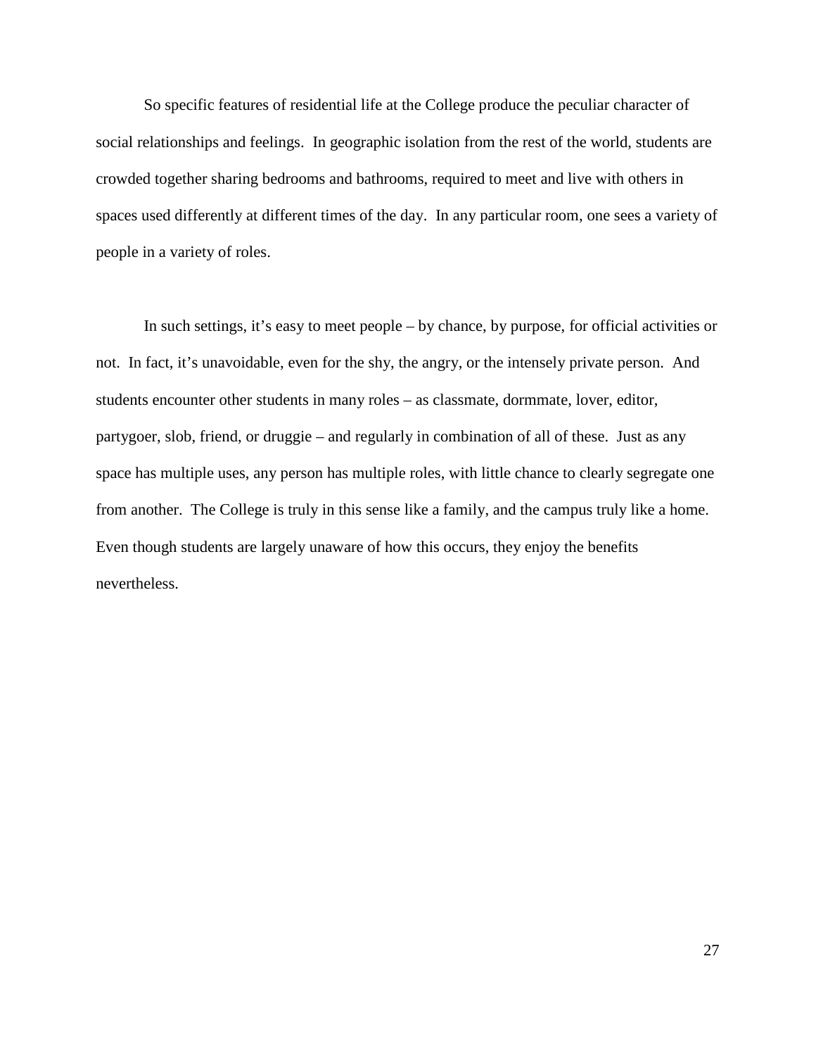So specific features of residential life at the College produce the peculiar character of social relationships and feelings. In geographic isolation from the rest of the world, students are crowded together sharing bedrooms and bathrooms, required to meet and live with others in spaces used differently at different times of the day. In any particular room, one sees a variety of people in a variety of roles.

In such settings, it's easy to meet people – by chance, by purpose, for official activities or not. In fact, it's unavoidable, even for the shy, the angry, or the intensely private person. And students encounter other students in many roles – as classmate, dormmate, lover, editor, partygoer, slob, friend, or druggie – and regularly in combination of all of these. Just as any space has multiple uses, any person has multiple roles, with little chance to clearly segregate one from another. The College is truly in this sense like a family, and the campus truly like a home. Even though students are largely unaware of how this occurs, they enjoy the benefits nevertheless.